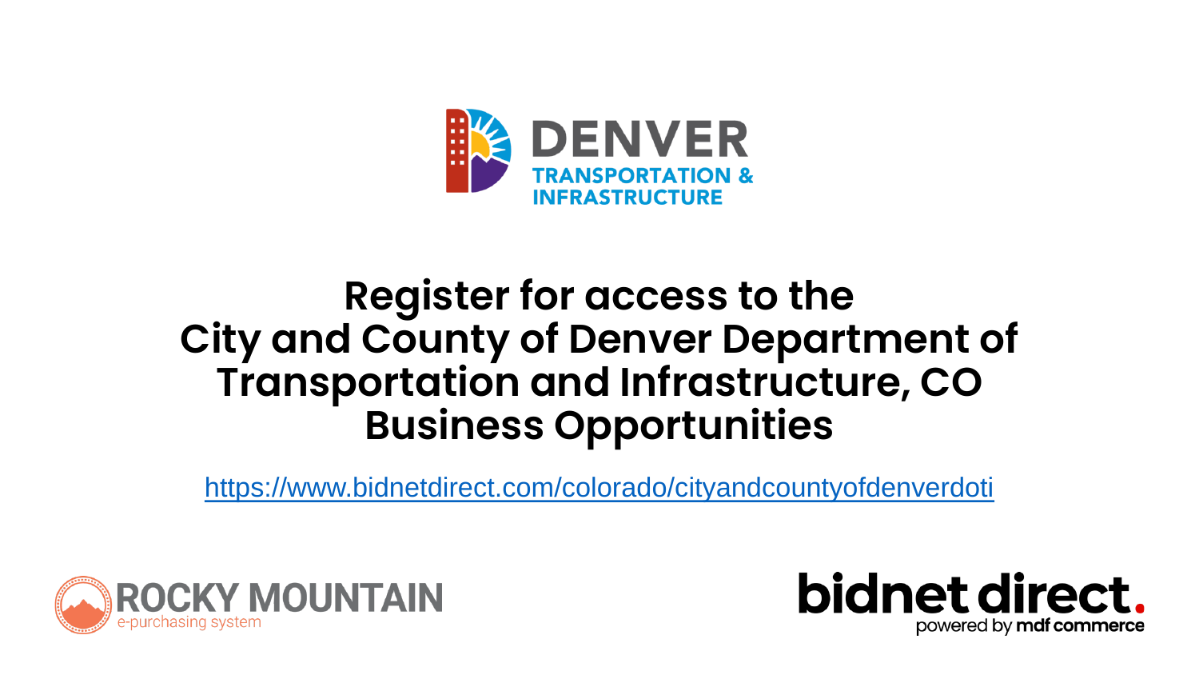DENVER
TRANSPORTATION & INFRASTRUCTURE

# Register for access to the City and County of Denver Department of Transportation and Infrastructure, CO Business Opportunities

https://www.bidnetdirect.com/colorado/cityandcountyofdenverdoti

ROCKY MOUNTAIN
e-purchasing system

bidnet direct.
powered by mdf commerce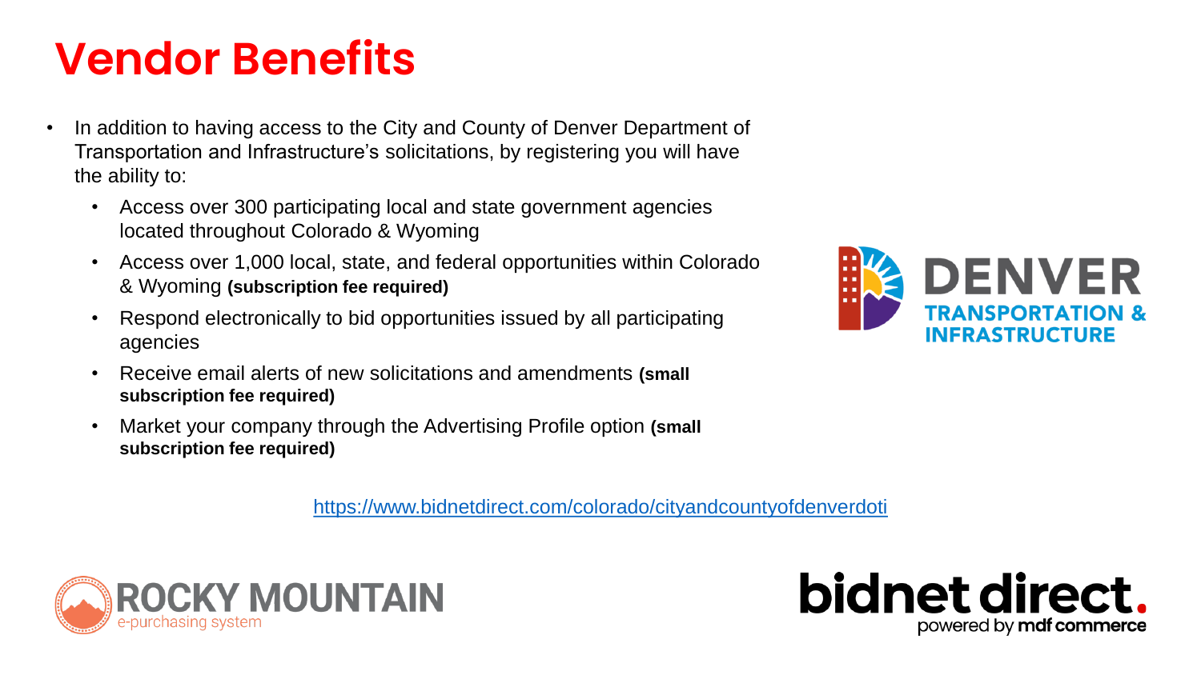# Vendor Benefits

- In addition to having access to the City and County of Denver Department of Transportation and Infrastructure's solicitations, by registering you will have the ability to:
  - Access over 300 participating local and state government agencies located throughout Colorado & Wyoming
  - Access over 1,000 local, state, and federal opportunities within Colorado & Wyoming **(subscription fee required)**
  - Respond electronically to bid opportunities issued by all participating agencies
  - Receive email alerts of new solicitations and amendments **(small subscription fee required)**
  - Market your company through the Advertising Profile option **(small subscription fee required)**

DENVER TRANSPORTATION & INFRASTRUCTURE

https://www.bidnetdirect.com/colorado/cityandcountyofdenverdoti

ROCKY MOUNTAIN e-purchasing system

bidnet direct. powered by mdf commerce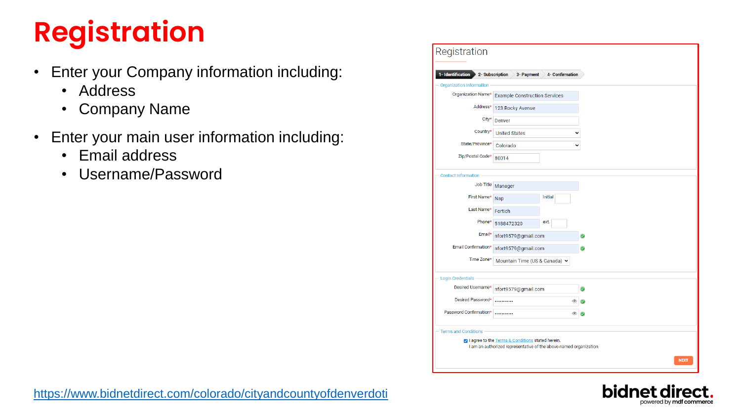# Registration

- Enter your Company information including:
  - Address
  - Company Name
- Enter your main user information including:
  - Email address
  - Username/Password

## Registration

1- Identification | 2- Subscription | 3- Payment | 4- Confirmation

**Organization Information**

- Organization Name*: Example Construction Services
- Address*: 123 Rocky Avenue
- City*: Denver
- Country*: United States
- State/Province*: Colorado
- Zip/Postal Code*: 80014

**Contact Information**

- Job Title: Manager
- First Name*: Nap
- Initial:
- Last Name*: Fortich
- Phone*: 5188472320
- ext.:
- Email*: nfort9579@gmail.com
- Email Confirmation*: nfort9579@gmail.com
- Time Zone*: Mountain Time (US & Canada)

**Login Credentials**

- Desired Username*: nfort9579@gmail.com
- Desired Password*: ..........
- Password Confirmation*: ..........

**Terms and Conditions**

- [x] I agree to the Terms & Conditions stated herein.
I am an authorized representative of the above-named organization.

NEXT

https://www.bidnetdirect.com/colorado/cityandcountyofdenverdoti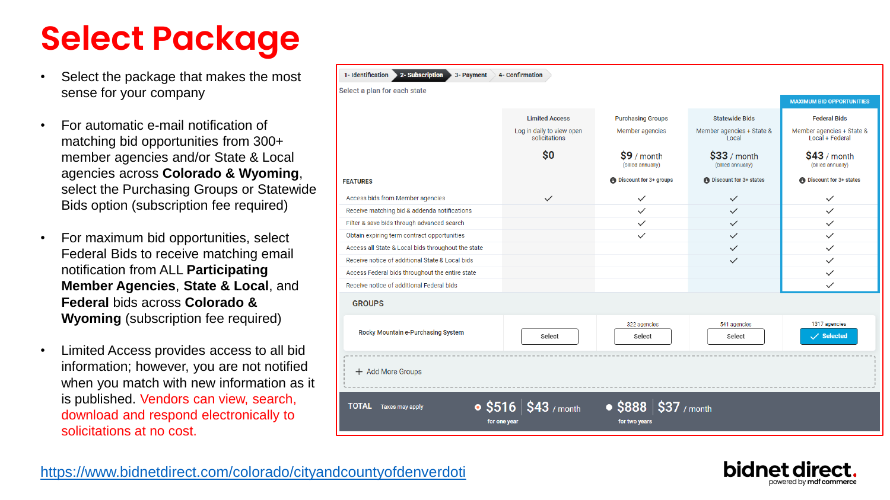# Select Package

- Select the package that makes the most sense for your company
- For automatic e-mail notification of matching bid opportunities from 300+ member agencies and/or State & Local agencies across **Colorado & Wyoming**, select the Purchasing Groups or Statewide Bids option (subscription fee required)
- For maximum bid opportunities, select Federal Bids to receive matching email notification from ALL **Participating Member Agencies**, **State & Local**, and **Federal** bids across **Colorado & Wyoming** (subscription fee required)
- Limited Access provides access to all bid information; however, you are not notified when you match with new information as it is published. Vendors can view, search, download and respond electronically to solicitations at no cost.

1- Identification | 2- Subscription | 3- Payment | 4- Confirmation

Select a plan for each state

| FEATURES | Limited Access<br>Log in daily to view open solicitations<br>$0 | Purchasing Groups<br>Member agencies<br>$9 / month (billed annually)<br>Discount for 3+ groups | Statewide Bids<br>Member agencies + State & Local<br>$33 / month (billed annually)<br>Discount for 3+ states | MAXIMUM BID OPPORTUNITIES<br>Federal Bids<br>Member agencies + State & Local + Federal<br>$43 / month (billed annually)<br>Discount for 3+ states |
|---|---|---|---|---|
| Access bids from Member agencies | ✓ | ✓ | ✓ | ✓ |
| Receive matching bid & addenda notifications | | ✓ | ✓ | ✓ |
| Filter & save bids through advanced search | | ✓ | ✓ | ✓ |
| Obtain expiring term contract opportunities | | ✓ | ✓ | ✓ |
| Access all State & Local bids throughout the state | | | ✓ | ✓ |
| Receive notice of additional State & Local bids | | | ✓ | ✓ |
| Access Federal bids throughout the entire state | | | | ✓ |
| Receive notice of additional Federal bids | | | | ✓ |

GROUPS

| | | | | |
|---|---|---|---|---|
| Rocky Mountain e-Purchasing System | Select | 322 agencies<br>Select | 541 agencies<br>Select | 1317 agencies<br>✓ Selected |

+ Add More Groups

TOTAL Taxes may apply — $516 $43 / month for one year — $888 $37 / month for two years

https://www.bidnetdirect.com/colorado/cityandcountyofdenverdoti

bidnet direct. powered by mdf commerce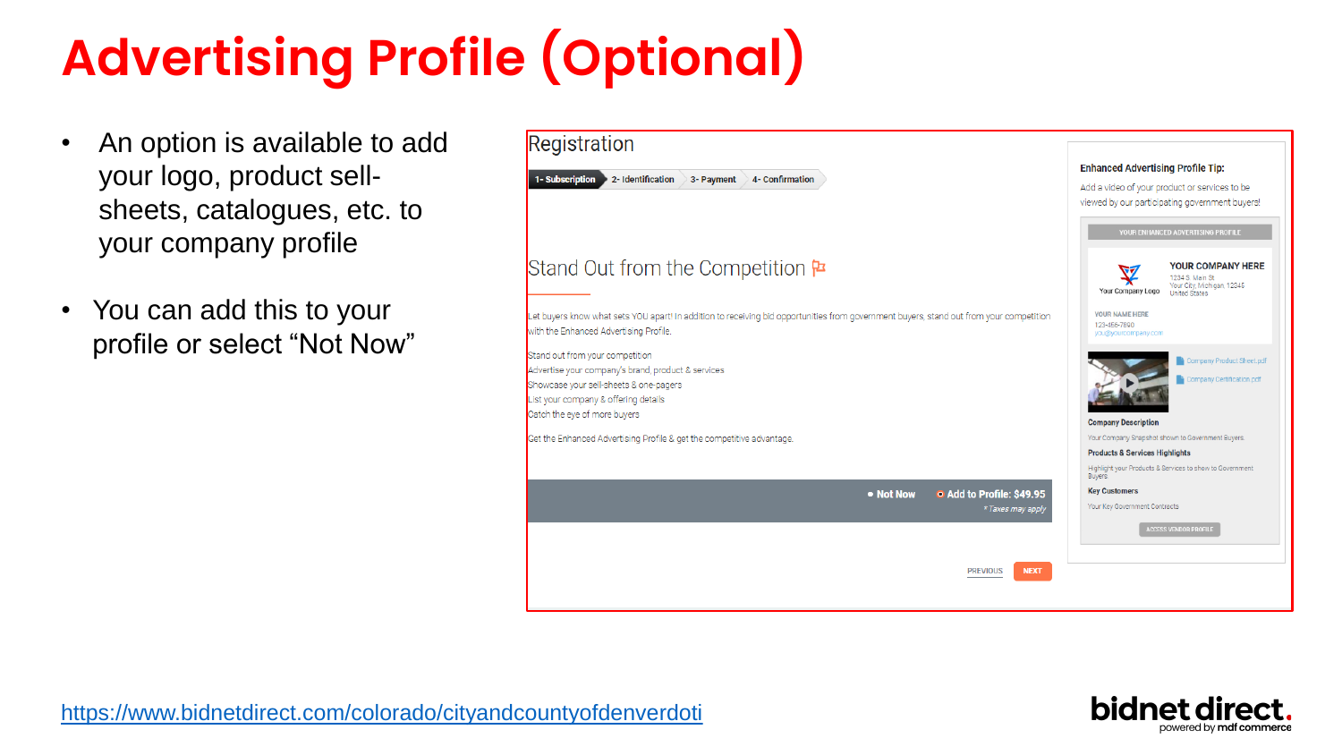# Advertising Profile (Optional)

- An option is available to add your logo, product sell-sheets, catalogues, etc. to your company profile
- You can add this to your profile or select "Not Now"

Registration

1- Subscription | 2- Identification | 3- Payment | 4- Confirmation

## Stand Out from the Competition

Let buyers know what sets YOU apart! In addition to receiving bid opportunities from government buyers, stand out from your competition with the Enhanced Advertising Profile.

Stand out from your competition
Advertise your company's brand, product & services
Showcase your sell-sheets & one-pagers
List your company & offering details
Catch the eye of more buyers

Get the Enhanced Advertising Profile & get the competitive advantage.

Not Now | Add to Profile: $49.95
*Taxes may apply

PREVIOUS | NEXT

**Enhanced Advertising Profile Tip:**
Add a video of your product or services to be viewed by our participating government buyers!

YOUR ENHANCED ADVERTISING PROFILE

Your Company Logo

YOUR COMPANY HERE
1234 S. Main St.
Your City, Michigan, 12345
United States

YOUR NAME HERE
123-456-7890
you@yourcompany.com

Company Product Sheet.pdf
Company Certification.pdf

**Company Description**
Your Company Snapshot shown to Government Buyers.

**Products & Services Highlights**
Highlight your Products & Services to show to Government Buyers

**Key Customers**
Your Key Government Contracts

ACCESS VENDOR PROFILE

https://www.bidnetdirect.com/colorado/cityandcountyofdenverdoti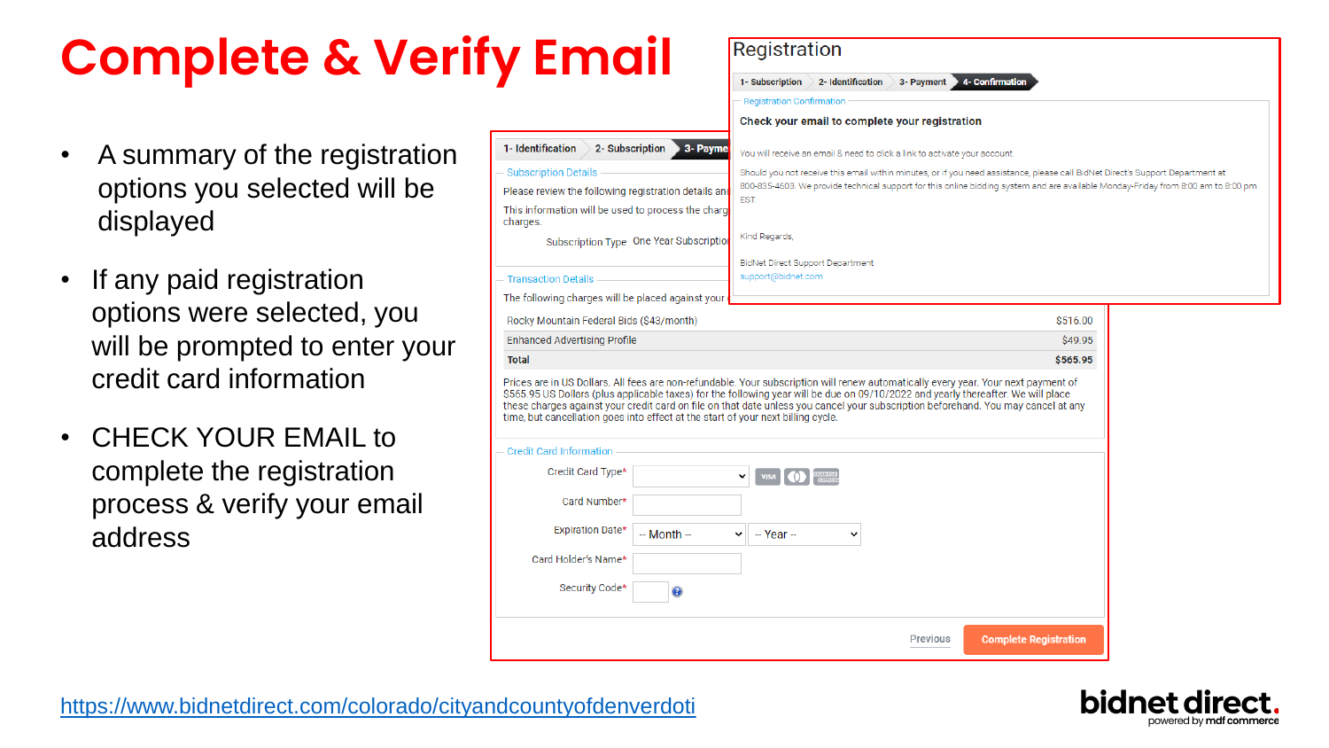# Complete & Verify Email

- A summary of the registration options you selected will be displayed
- If any paid registration options were selected, you will be prompted to enter your credit card information
- CHECK YOUR EMAIL to complete the registration process & verify your email address

## Registration

1- Subscription | 2- Identification | 3- Payment | 4- Confirmation

**Registration Confirmation**

**Check your email to complete your registration**

You will receive an email & need to click a link to activate your account.

Should you not receive this email within minutes, or if you need assistance, please call BidNet Direct's Support Department at 800-835-4603. We provide technical support for this online bidding system and are available Monday-Friday from 8:00 am to 8:00 pm EST.

Kind Regards,

BidNet Direct Support Department
support@bidnet.com

1- Identification | 2- Subscription | 3- Payme

**Subscription Details**

Please review the following registration details an

This information will be used to process the charg charges.

Subscription Type One Year Subscriptio

**Transaction Details**

The following charges will be placed against your

| | |
|---|---|
| Rocky Mountain Federal Bids ($43/month) | $516.00 |
| Enhanced Advertising Profile | $49.95 |
| **Total** | **$565.95** |

Prices are in US Dollars. All fees are non-refundable. Your subscription will renew automatically every year. Your next payment of $565.95 US Dollars (plus applicable taxes) for the following year will be due on 09/10/2022 and yearly thereafter. We will place these charges against your credit card on file on that date unless you cancel your subscription beforehand. You may cancel at any time, but cancellation goes into effect at the start of your next billing cycle.

**Credit Card Information**

Credit Card Type*

Card Number*

Expiration Date* -- Month -- -- Year --

Card Holder's Name*

Security Code*

Previous | **Complete Registration**

https://www.bidnetdirect.com/colorado/cityandcountyofdenverdoti

bidnet direct. powered by mdf commerce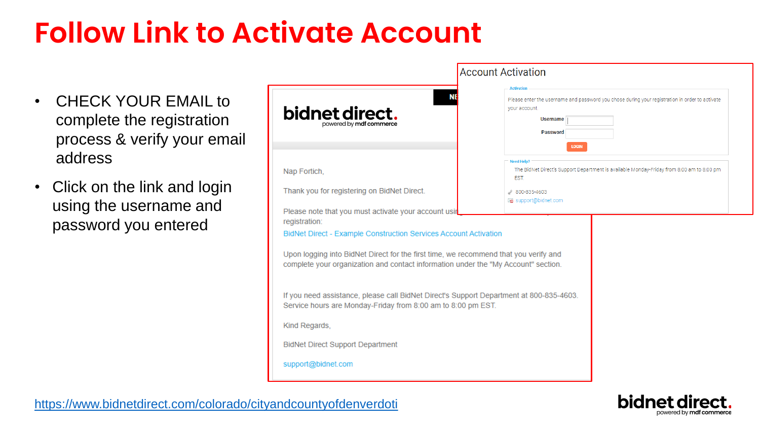# Follow Link to Activate Account

- CHECK YOUR EMAIL to complete the registration process & verify your email address
- Click on the link and login using the username and password you entered

**bidnet direct.**
powered by mdf commerce

Nap Fortich,

Thank you for registering on BidNet Direct.

Please note that you must activate your account usi[ng ...] registration:

BidNet Direct - Example Construction Services Account Activation

Upon logging into BidNet Direct for the first time, we recommend that you verify and complete your organization and contact information under the "My Account" section.

If you need assistance, please call BidNet Direct's Support Department at 800-835-4603. Service hours are Monday-Friday from 8:00 am to 8:00 pm EST.

Kind Regards,

BidNet Direct Support Department

support@bidnet.com

## Account Activation

Activation

Please enter the username and password you chose during your registration in order to activate your account.

Username

Password

LOGIN

Need Help?

The BidNet Direct's Support Department is available Monday-Friday from 8:00 am to 8:00 pm EST

800-835-4603

support@bidnet.com

https://www.bidnetdirect.com/colorado/cityandcountyofdenverdoti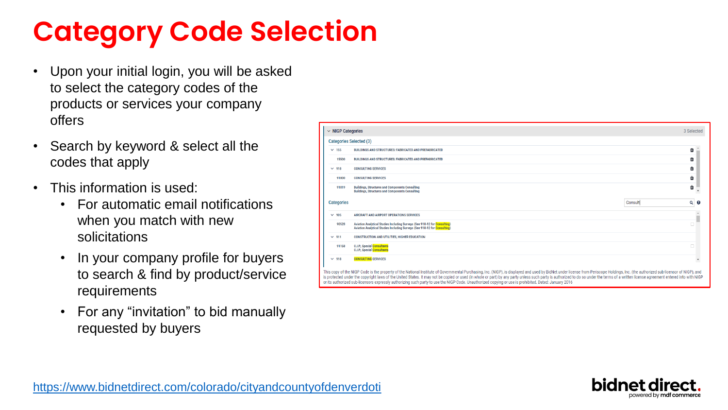# Category Code Selection

- Upon your initial login, you will be asked to select the category codes of the products or services your company offers
- Search by keyword & select all the codes that apply
- This information is used:
  - For automatic email notifications when you match with new solicitations
  - In your company profile for buyers to search & find by product/service requirements
  - For any "invitation" to bid manually requested by buyers

NIGP Categories — 3 Selected

Categories Selected (3)

| Code | Description |
|---|---|
| 155 | BUILDINGS AND STRUCTURES: FABRICATED AND PREFABRICATED |
| 15500 | BUILDINGS AND STRUCTURES: FABRICATED AND PREFABRICATED |
| 918 | CONSULTING SERVICES |
| 91800 | CONSULTING SERVICES |
| 91819 | Buildings, Structures and Components Consulting |

Categories — Search: Consult

| Code | Description |
|---|---|
| 905 | AIRCRAFT AND AIRPORT OPERATIONS SERVICES |
| 90528 | Aviation Analytical Studies Including Surveys (See 918-12 for Consulting) |
| 911 | CONSTRUCTION AND UTILITIES, HIGHER EDUCATION |
| 91158 | C.I.P., Special Consultants |
| 918 | CONSULTING SERVICES |

This copy of the NIGP Code is the property of the National Institute of Governmental Purchasing, Inc. (NIGP), is displayed and used by BidNet under license from Periscope Holdings, Inc. (the authorized sub-licensor of NIGP), and is protected under the copyright laws of the United States. It may not be copied or used (in whole or part) by any party unless such party is authorized to do so under the terms of a written license agreement entered into with NIGP or its authorized sub-licensors expressly authorizing such party to use the NIGP Code. Unauthorized copying or use is prohibited. Dated: January 2016

https://www.bidnetdirect.com/colorado/cityandcountyofdenverdoti

bidnet direct. powered by mdf commerce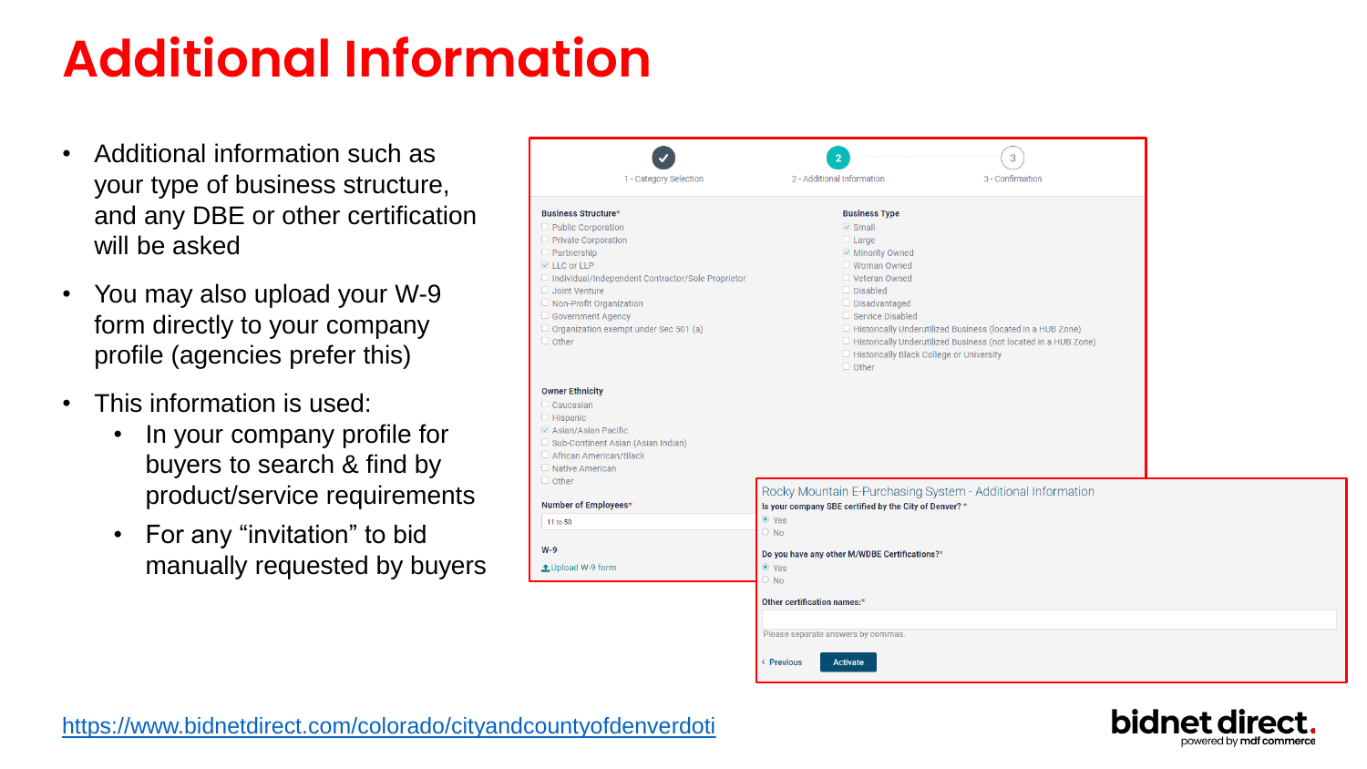# Additional Information

- Additional information such as your type of business structure, and any DBE or other certification will be asked
- You may also upload your W-9 form directly to your company profile (agencies prefer this)
- This information is used:
  - In your company profile for buyers to search & find by product/service requirements
  - For any "invitation" to bid manually requested by buyers

1 - Category Selection | 2 - Additional Information | 3 - Confirmation

**Business Structure***

- [ ] Public Corporation
- [ ] Private Corporation
- [ ] Partnership
- [x] LLC or LLP
- [ ] Individual/Independent Contractor/Sole Proprietor
- [ ] Joint Venture
- [ ] Non-Profit Organization
- [ ] Government Agency
- [ ] Organization exempt under Sec 501 (a)
- [ ] Other

**Business Type**

- [x] Small
- [ ] Large
- [x] Minority Owned
- [ ] Woman Owned
- [ ] Veteran Owned
- [ ] Disabled
- [ ] Disadvantaged
- [ ] Service Disabled
- [ ] Historically Underutilized Business (located in a HUB Zone)
- [ ] Historically Underutilized Business (not located in a HUB Zone)
- [ ] Historically Black College or University
- [ ] Other

**Owner Ethnicity**

- [ ] Caucasian
- [ ] Hispanic
- [x] Asian/Asian Pacific
- [ ] Sub-Continent Asian (Asian Indian)
- [ ] African American/Black
- [ ] Native American
- [ ] Other

**Number of Employees***

11 to 50

**W-9**

Upload W-9 form

Rocky Mountain E-Purchasing System - Additional Information

**Is your company SBE certified by the City of Denver?***

- (•) Yes
- ( ) No

**Do you have any other M/WDBE Certifications?***

- (•) Yes
- ( ) No

**Other certification names:***

Please separate answers by commas.

‹ Previous | Activate

https://www.bidnetdirect.com/colorado/cityandcountyofdenverdoti

bidnet direct. powered by mdf commerce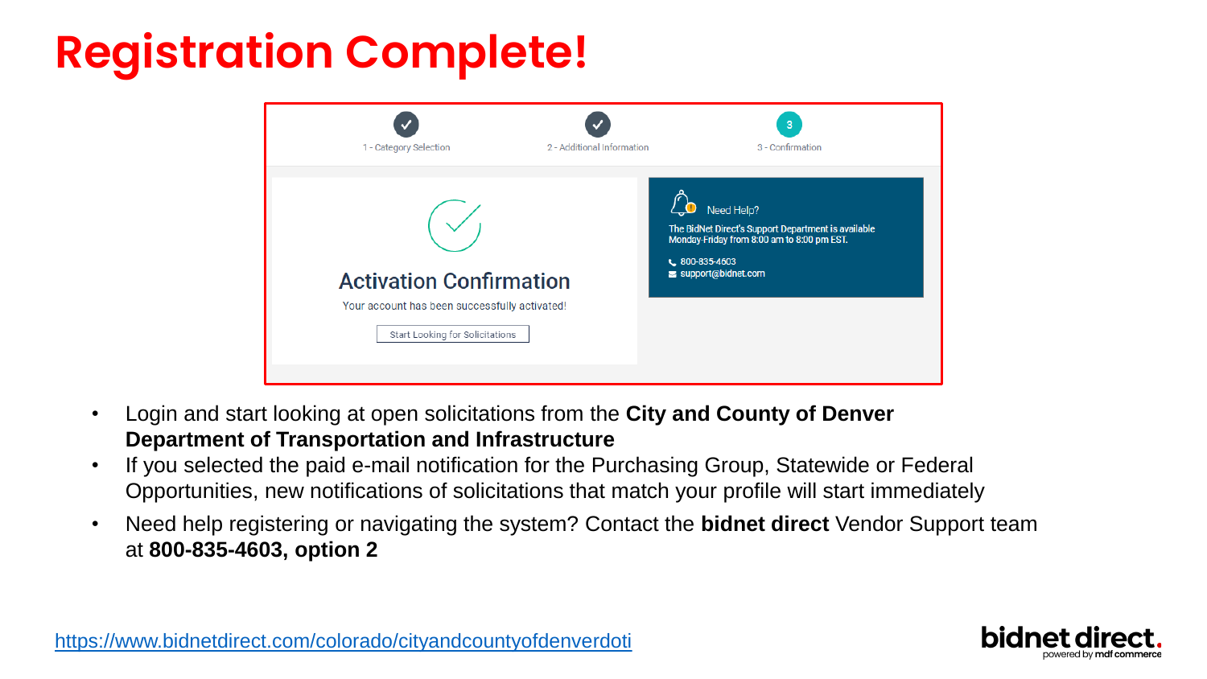# Registration Complete!

1 - Category Selection

2 - Additional Information

3 - Confirmation

## Activation Confirmation

Your account has been successfully activated!

Start Looking for Solicitations

Need Help?

The BidNet Direct's Support Department is available Monday-Friday from 8:00 am to 8:00 pm EST.

800-835-4603

support@bidnet.com

- Login and start looking at open solicitations from the **City and County of Denver Department of Transportation and Infrastructure**
- If you selected the paid e-mail notification for the Purchasing Group, Statewide or Federal Opportunities, new notifications of solicitations that match your profile will start immediately
- Need help registering or navigating the system? Contact the **bidnet direct** Vendor Support team at **800-835-4603, option 2**

https://www.bidnetdirect.com/colorado/cityandcountyofdenverdoti

bidnet direct.
powered by mdf commerce